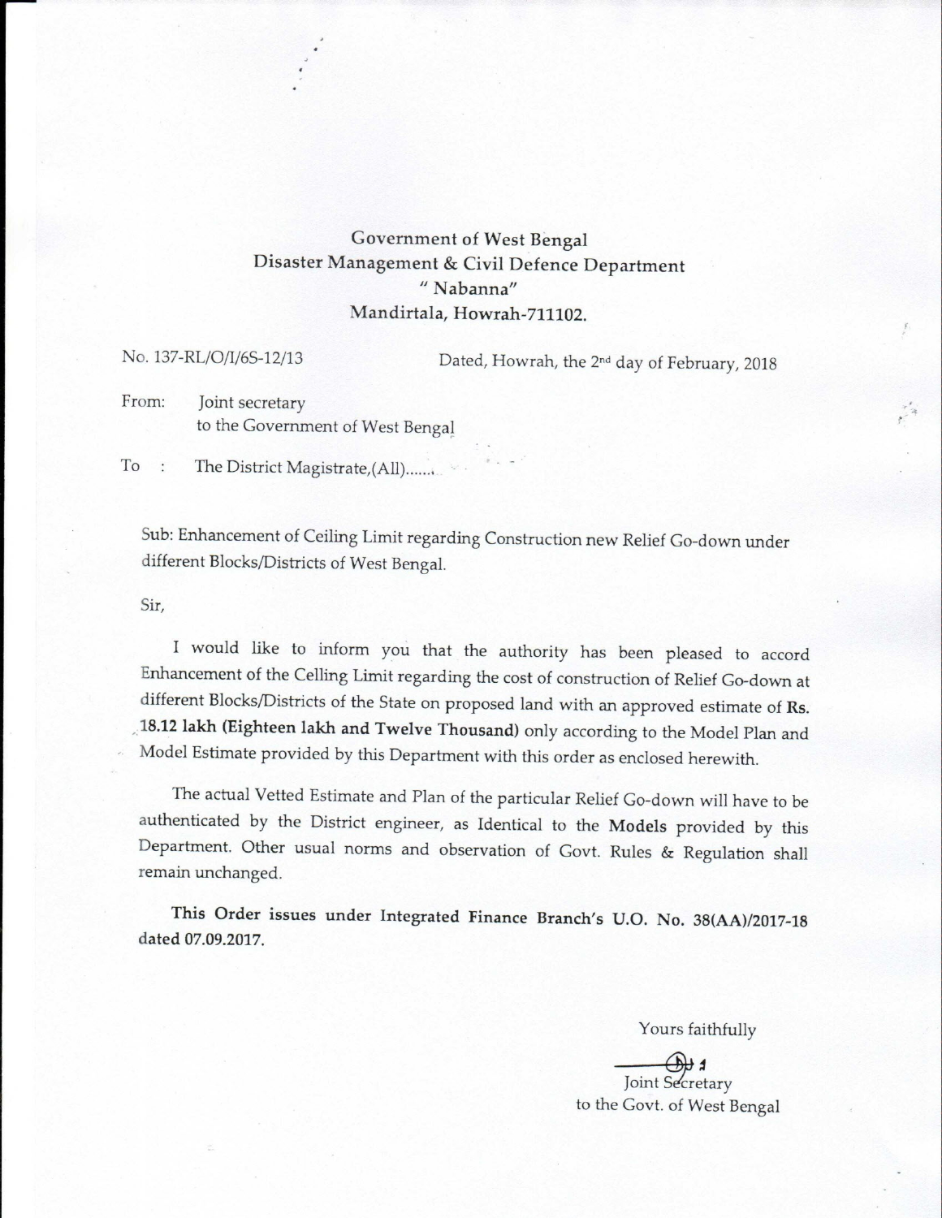# Government of West Bengal
## Disaster Management & Civil Defence Department
## " Nabanna"
## Mandirtala, Howrah-711102.

No. 137-RL/O/I/6S-12/13 Dated, Howrah, the 2nd day of February, 2018

From: Joint secretary
to the Government of West Bengal

To : The District Magistrate,(All).......

Sub: Enhancement of Ceiling Limit regarding Construction new Relief Go-down under different Blocks/Districts of West Bengal.

Sir,

I would like to inform you that the authority has been pleased to accord Enhancement of the Celling Limit regarding the cost of construction of Relief Go-down at different Blocks/Districts of the State on proposed land with an approved estimate of **Rs. 18.12 lakh (Eighteen lakh and Twelve Thousand)** only according to the Model Plan and Model Estimate provided by this Department with this order as enclosed herewith.

The actual Vetted Estimate and Plan of the particular Relief Go-down will have to be authenticated by the District engineer, as Identical to the **Models** provided by this Department. Other usual norms and observation of Govt. Rules & Regulation shall remain unchanged.

**This Order issues under Integrated Finance Branch's U.O. No. 38(AA)/2017-18 dated 07.09.2017.**

Yours faithfully

Joint Secretary
to the Govt. of West Bengal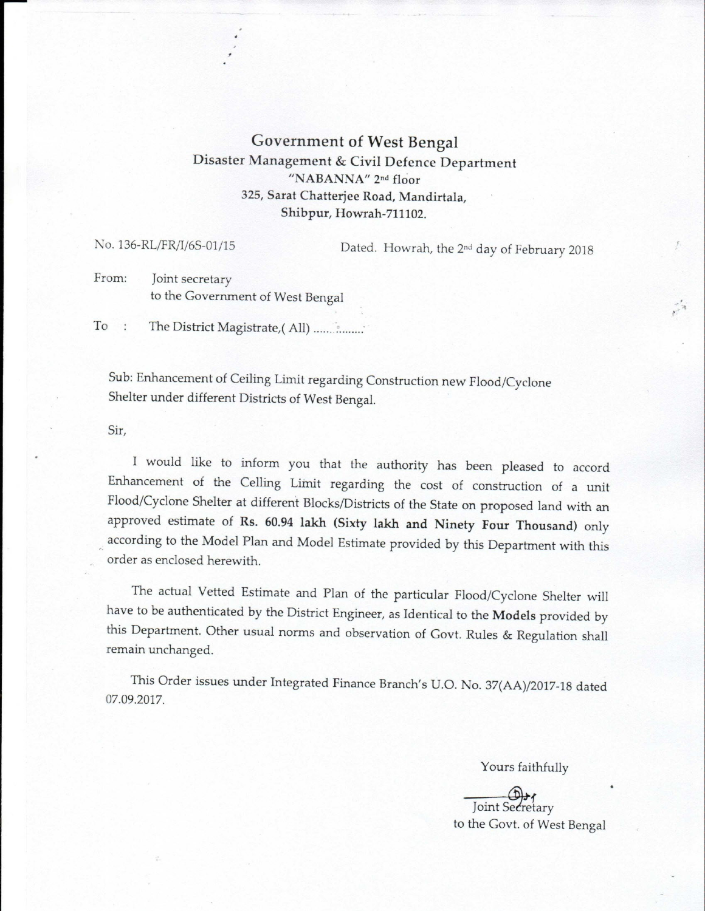# Government of West Bengal

## Disaster Management & Civil Defence Department

"NABANNA" 2nd floor
325, Sarat Chatterjee Road, Mandirtala,
Shibpur, Howrah-711102.

No. 136-RL/FR/I/6S-01/15 Dated. Howrah, the 2nd day of February 2018

From: Joint secretary
to the Government of West Bengal

To : The District Magistrate,( All) ................

Sub: Enhancement of Ceiling Limit regarding Construction new Flood/Cyclone Shelter under different Districts of West Bengal.

Sir,

I would like to inform you that the authority has been pleased to accord Enhancement of the Celling Limit regarding the cost of construction of a unit Flood/Cyclone Shelter at different Blocks/Districts of the State on proposed land with an approved estimate of **Rs. 60.94 lakh (Sixty lakh and Ninety Four Thousand)** only according to the Model Plan and Model Estimate provided by this Department with this order as enclosed herewith.

The actual Vetted Estimate and Plan of the particular Flood/Cyclone Shelter will have to be authenticated by the District Engineer, as Identical to the **Models** provided by this Department. Other usual norms and observation of Govt. Rules & Regulation shall remain unchanged.

This Order issues under Integrated Finance Branch's U.O. No. 37(AA)/2017-18 dated 07.09.2017.

Yours faithfully

Joint Secretary
to the Govt. of West Bengal